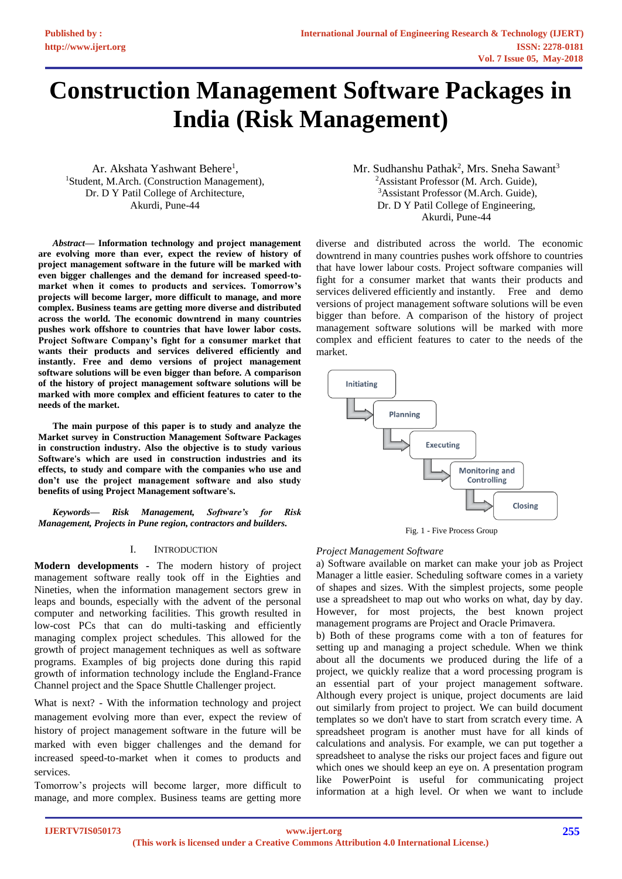# Construction Management Software Packages in India (Risk Management)

Ar. Akshata Yashwant Behere[1],
[1]Student, M.Arch. (Construction Management),
Dr. D Y Patil College of Architecture,
Akurdi, Pune-44

Mr. Sudhanshu Pathak[2], Mrs. Sneha Sawant[3]
[2]Assistant Professor (M. Arch. Guide),
[3]Assistant Professor (M.Arch. Guide),
Dr. D Y Patil College of Engineering,
Akurdi, Pune-44

***Abstract*— Information technology and project management are evolving more than ever, expect the review of history of project management software in the future will be marked with even bigger challenges and the demand for increased speed-to-market when it comes to products and services. Tomorrow's projects will become larger, more difficult to manage, and more complex. Business teams are getting more diverse and distributed across the world. The economic downtrend in many countries pushes work offshore to countries that have lower labor costs. Project Software Company's fight for a consumer market that wants their products and services delivered efficiently and instantly. Free and demo versions of project management software solutions will be even bigger than before. A comparison of the history of project management software solutions will be marked with more complex and efficient features to cater to the needs of the market.**

**The main purpose of this paper is to study and analyze the Market survey in Construction Management Software Packages in construction industry. Also the objective is to study various Software's which are used in construction industries and its effects, to study and compare with the companies who use and don't use the project management software and also study benefits of using Project Management software's.**

***Keywords*— *Risk Management, Software's for Risk Management, Projects in Pune region, contractors and builders.***

## I. Introduction

**Modern developments** - The modern history of project management software really took off in the Eighties and Nineties, when the information management sectors grew in leaps and bounds, especially with the advent of the personal computer and networking facilities. This growth resulted in low-cost PCs that can do multi-tasking and efficiently managing complex project schedules. This allowed for the growth of project management techniques as well as software programs. Examples of big projects done during this rapid growth of information technology include the England-France Channel project and the Space Shuttle Challenger project.

What is next? - With the information technology and project management evolving more than ever, expect the review of history of project management software in the future will be marked with even bigger challenges and the demand for increased speed-to-market when it comes to products and services.

Tomorrow's projects will become larger, more difficult to manage, and more complex. Business teams are getting more diverse and distributed across the world. The economic downtrend in many countries pushes work offshore to countries that have lower labour costs. Project software companies will fight for a consumer market that wants their products and services delivered efficiently and instantly. Free and demo versions of project management software solutions will be even bigger than before. A comparison of the history of project management software solutions will be marked with more complex and efficient features to cater to the needs of the market.

Initiating → Planning → Executing → Monitoring and Controlling → Closing

Fig. 1 - Five Process Group

*Project Management Software*

a) Software available on market can make your job as Project Manager a little easier. Scheduling software comes in a variety of shapes and sizes. With the simplest projects, some people use a spreadsheet to map out who works on what, day by day. However, for most projects, the best known project management programs are Project and Oracle Primavera.

b) Both of these programs come with a ton of features for setting up and managing a project schedule. When we think about all the documents we produced during the life of a project, we quickly realize that a word processing program is an essential part of your project management software. Although every project is unique, project documents are laid out similarly from project to project. We can build document templates so we don't have to start from scratch every time. A spreadsheet program is another must have for all kinds of calculations and analysis. For example, we can put together a spreadsheet to analyse the risks our project faces and figure out which ones we should keep an eye on. A presentation program like PowerPoint is useful for communicating project information at a high level. Or when we want to include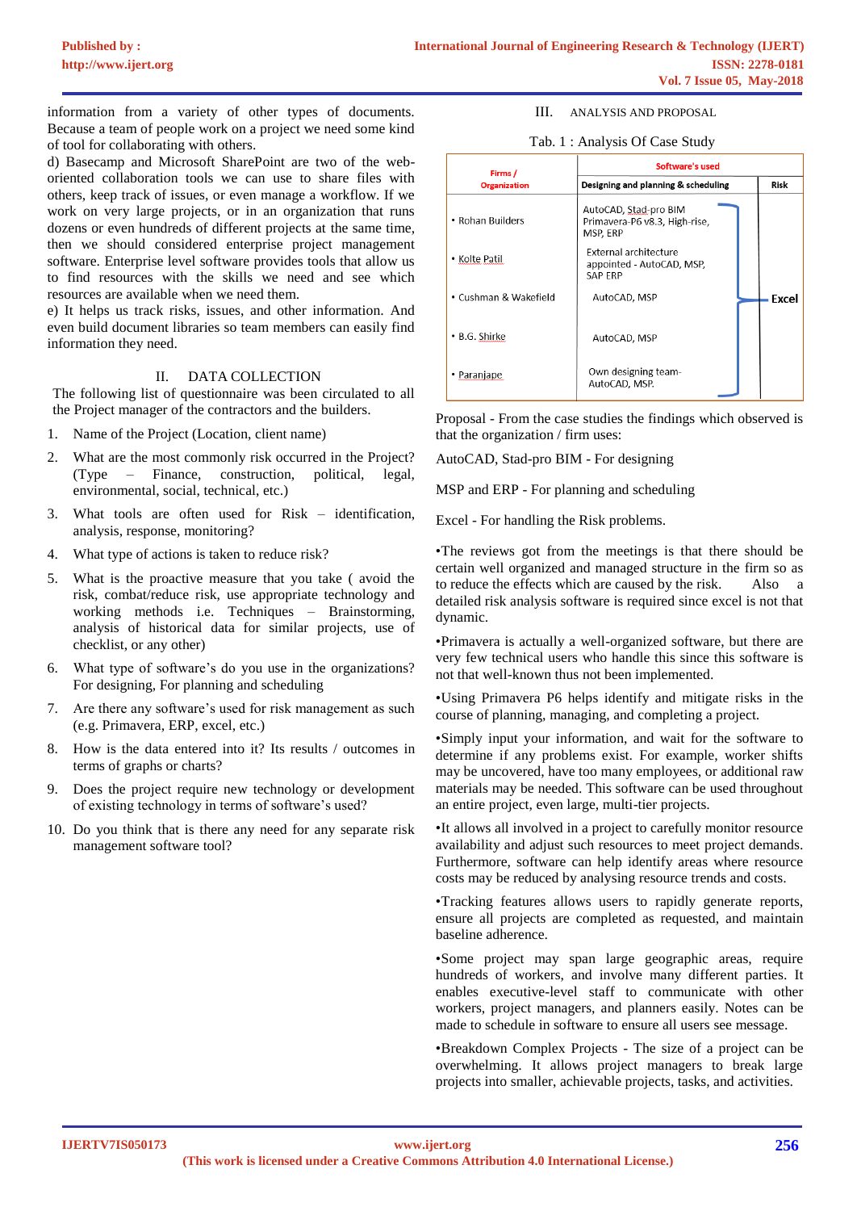information from a variety of other types of documents. Because a team of people work on a project we need some kind of tool for collaborating with others.

d) Basecamp and Microsoft SharePoint are two of the web-oriented collaboration tools we can use to share files with others, keep track of issues, or even manage a workflow. If we work on very large projects, or in an organization that runs dozens or even hundreds of different projects at the same time, then we should considered enterprise project management software. Enterprise level software provides tools that allow us to find resources with the skills we need and see which resources are available when we need them.

e) It helps us track risks, issues, and other information. And even build document libraries so team members can easily find information they need.

## II. DATA COLLECTION

The following list of questionnaire was been circulated to all the Project manager of the contractors and the builders.

1. Name of the Project (Location, client name)
2. What are the most commonly risk occurred in the Project? (Type – Finance, construction, political, legal, environmental, social, technical, etc.)
3. What tools are often used for Risk – identification, analysis, response, monitoring?
4. What type of actions is taken to reduce risk?
5. What is the proactive measure that you take ( avoid the risk, combat/reduce risk, use appropriate technology and working methods i.e. Techniques – Brainstorming, analysis of historical data for similar projects, use of checklist, or any other)
6. What type of software's do you use in the organizations? For designing, For planning and scheduling
7. Are there any software's used for risk management as such (e.g. Primavera, ERP, excel, etc.)
8. How is the data entered into it? Its results / outcomes in terms of graphs or charts?
9. Does the project require new technology or development of existing technology in terms of software's used?
10. Do you think that is there any need for any separate risk management software tool?

## III. ANALYSIS AND PROPOSAL

Tab. 1 : Analysis Of Case Study

| Firms / Organization | Software's used | |
|---|---|---|
| | Designing and planning & scheduling | Risk |
| • Rohan Builders | AutoCAD, Stad-pro BIM Primavera-P6 v8.3, High-rise, MSP, ERP | Excel |
| • Kolte Patil | External architecture appointed - AutoCAD, MSP, SAP ERP | |
| • Cushman & Wakefield | AutoCAD, MSP | |
| • B.G. Shirke | AutoCAD, MSP | |
| • Paranjape | Own designing team- AutoCAD, MSP. | |

Proposal - From the case studies the findings which observed is that the organization / firm uses:

AutoCAD, Stad-pro BIM - For designing

MSP and ERP - For planning and scheduling

Excel - For handling the Risk problems.

•The reviews got from the meetings is that there should be certain well organized and managed structure in the firm so as to reduce the effects which are caused by the risk. Also a detailed risk analysis software is required since excel is not that dynamic.

•Primavera is actually a well-organized software, but there are very few technical users who handle this since this software is not that well-known thus not been implemented.

•Using Primavera P6 helps identify and mitigate risks in the course of planning, managing, and completing a project.

•Simply input your information, and wait for the software to determine if any problems exist. For example, worker shifts may be uncovered, have too many employees, or additional raw materials may be needed. This software can be used throughout an entire project, even large, multi-tier projects.

•It allows all involved in a project to carefully monitor resource availability and adjust such resources to meet project demands. Furthermore, software can help identify areas where resource costs may be reduced by analysing resource trends and costs.

•Tracking features allows users to rapidly generate reports, ensure all projects are completed as requested, and maintain baseline adherence.

•Some project may span large geographic areas, require hundreds of workers, and involve many different parties. It enables executive-level staff to communicate with other workers, project managers, and planners easily. Notes can be made to schedule in software to ensure all users see message.

•Breakdown Complex Projects - The size of a project can be overwhelming. It allows project managers to break large projects into smaller, achievable projects, tasks, and activities.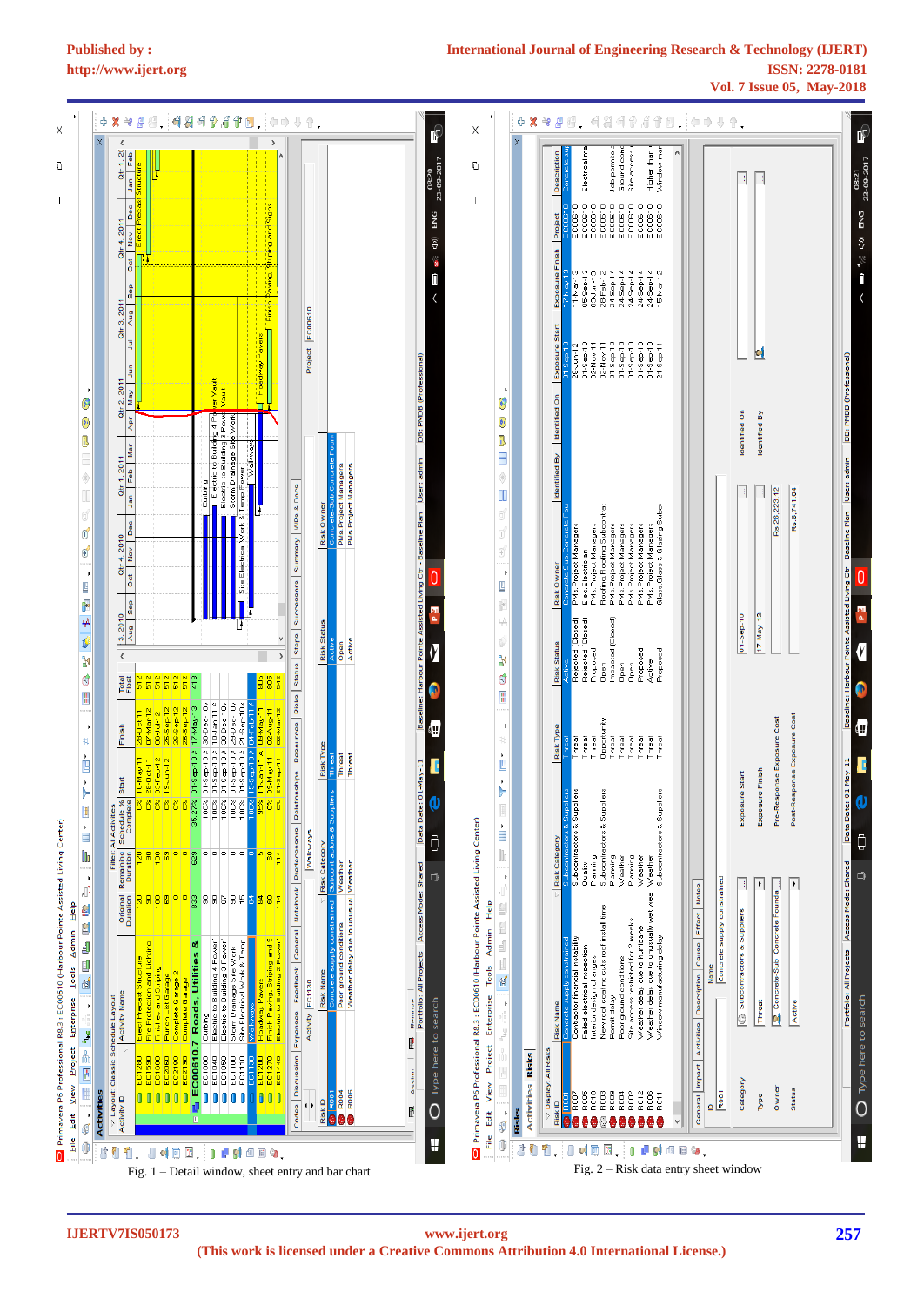Fig. 1 – Detail window, sheet entry and bar chart

Fig. 2 – Risk data entry sheet window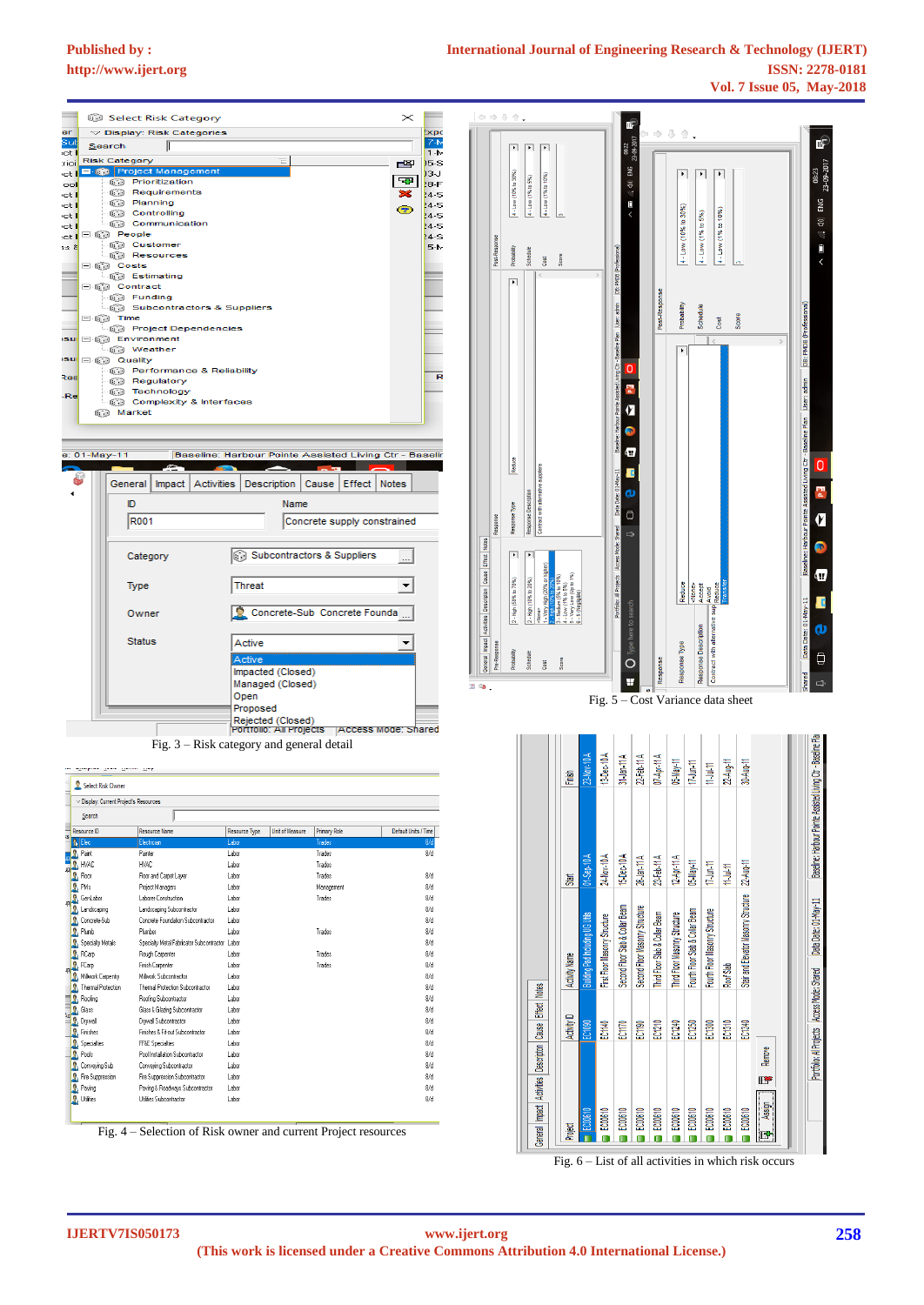Fig. 3 – Risk category and general detail

Fig. 4 – Selection of Risk owner and current Project resources

Fig. 5 – Cost Variance data sheet

Fig. 6 – List of all activities in which risk occurs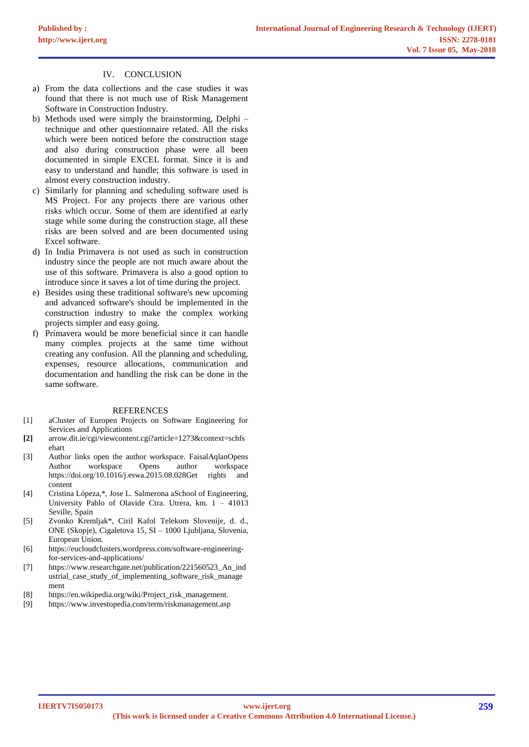## IV. CONCLUSION

a) From the data collections and the case studies it was found that there is not much use of Risk Management Software in Construction Industry.
b) Methods used were simply the brainstorming, Delphi – technique and other questionnaire related. All the risks which were been noticed before the construction stage and also during construction phase were all been documented in simple EXCEL format. Since it is and easy to understand and handle; this software is used in almost every construction industry.
c) Similarly for planning and scheduling software used is MS Project. For any projects there are various other risks which occur. Some of them are identified at early stage while some during the construction stage, all these risks are been solved and are been documented using Excel software.
d) In India Primavera is not used as such in construction industry since the people are not much aware about the use of this software. Primavera is also a good option to introduce since it saves a lot of time during the project.
e) Besides using these traditional software's new upcoming and advanced software's should be implemented in the construction industry to make the complex working projects simpler and easy going.
f) Primavera would be more beneficial since it can handle many complex projects at the same time without creating any confusion. All the planning and scheduling, expenses, resource allocations, communication and documentation and handling the risk can be done in the same software.

## REFERENCES

[1] aCluster of Europen Projects on Software Engineering for Services and Applications
**[2]** arrow.dit.ie/cgi/viewcontent.cgi?article=1273&context=schfsehart
[3] Author links open the author workspace. FaisalAqlanOpens Author workspace Opens author workspace https://doi.org/10.1016/j.eswa.2015.08.028Get rights and content
[4] Cristina Lópeza,*, Jose L. Salmerona aSchool of Engineering, University Pablo of Olavide Ctra. Utrera, km. 1 – 41013 Seville, Spain
[5] Zvonko Kremljak*, Ciril Kafol Telekom Slovenije, d. d., ONE (Skopje), Cigaletova 15, SI – 1000 Ljubljana, Slovenia, European Union.
[6] https://eucloudclusters.wordpress.com/software-engineering-for-services-and-applications/
[7] https://www.researchgate.net/publication/221560523_An_industrial_case_study_of_implementing_software_risk_management
[8] https://en.wikipedia.org/wiki/Project_risk_management.
[9] https://www.investopedia.com/term/riskmanagement.asp